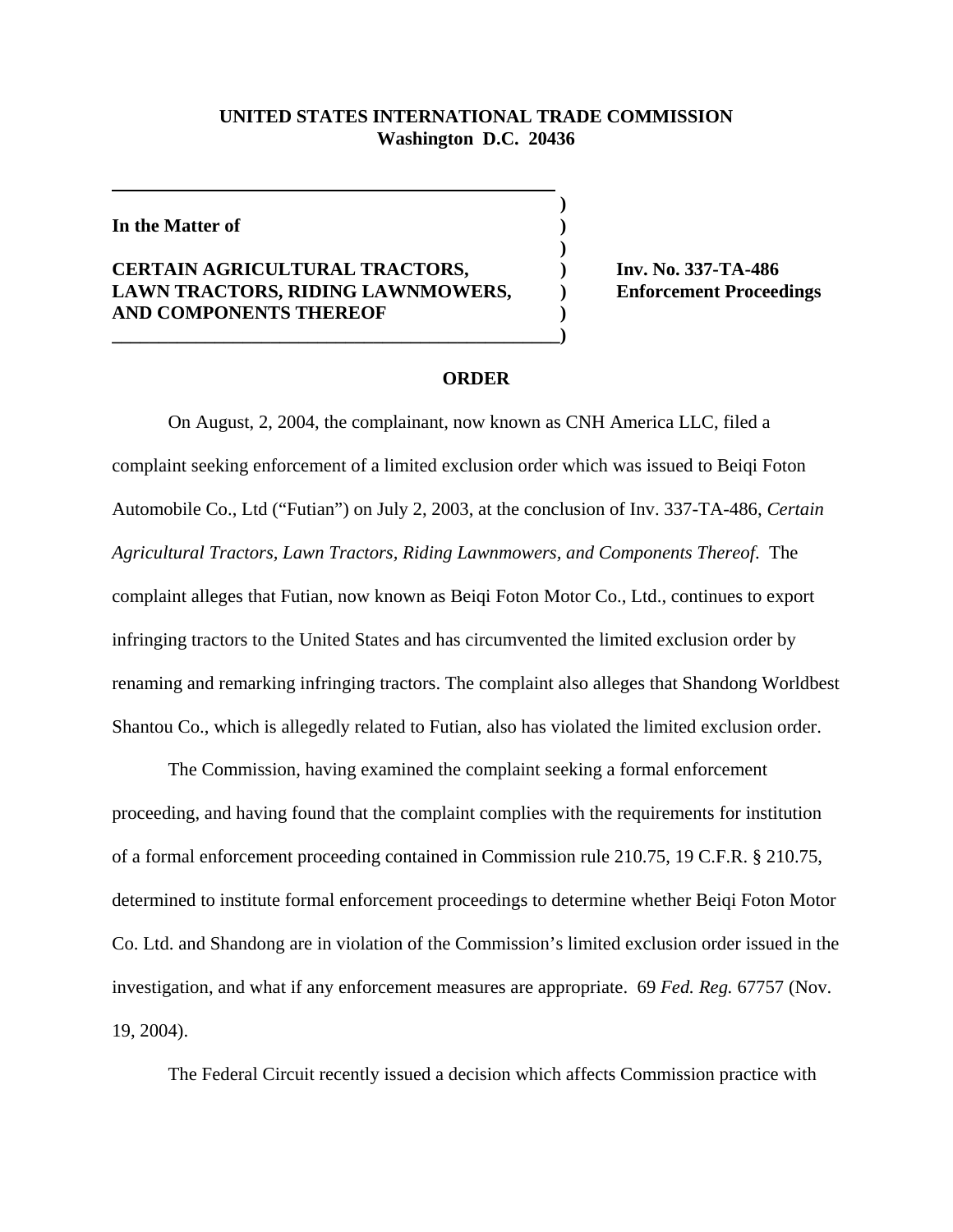**UNITED STATES INTERNATIONAL TRADE COMMISSION**
**Washington D.C. 20436**

**In the Matter of**

**CERTAIN AGRICULTURAL TRACTORS, LAWN TRACTORS, RIDING LAWNMOWERS, AND COMPONENTS THEREOF**

**Inv. No. 337-TA-486**
**Enforcement Proceedings**

## ORDER

On August, 2, 2004, the complainant, now known as CNH America LLC, filed a complaint seeking enforcement of a limited exclusion order which was issued to Beiqi Foton Automobile Co., Ltd ("Futian") on July 2, 2003, at the conclusion of Inv. 337-TA-486, *Certain Agricultural Tractors, Lawn Tractors, Riding Lawnmowers, and Components Thereof*. The complaint alleges that Futian, now known as Beiqi Foton Motor Co., Ltd., continues to export infringing tractors to the United States and has circumvented the limited exclusion order by renaming and remarking infringing tractors. The complaint also alleges that Shandong Worldbest Shantou Co., which is allegedly related to Futian, also has violated the limited exclusion order.

The Commission, having examined the complaint seeking a formal enforcement proceeding, and having found that the complaint complies with the requirements for institution of a formal enforcement proceeding contained in Commission rule 210.75, 19 C.F.R. § 210.75, determined to institute formal enforcement proceedings to determine whether Beiqi Foton Motor Co. Ltd. and Shandong are in violation of the Commission's limited exclusion order issued in the investigation, and what if any enforcement measures are appropriate. 69 *Fed. Reg.* 67757 (Nov. 19, 2004).

The Federal Circuit recently issued a decision which affects Commission practice with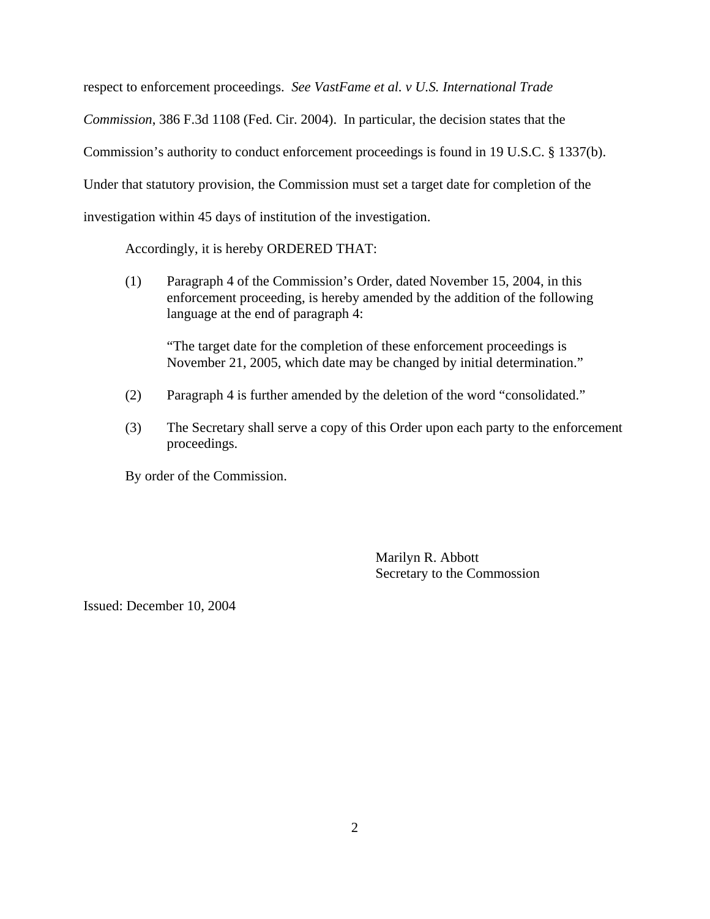respect to enforcement proceedings. *See VastFame et al. v U.S. International Trade Commission*, 386 F.3d 1108 (Fed. Cir. 2004). In particular, the decision states that the Commission's authority to conduct enforcement proceedings is found in 19 U.S.C. § 1337(b). Under that statutory provision, the Commission must set a target date for completion of the investigation within 45 days of institution of the investigation.

Accordingly, it is hereby ORDERED THAT:

(1) Paragraph 4 of the Commission's Order, dated November 15, 2004, in this enforcement proceeding, is hereby amended by the addition of the following language at the end of paragraph 4:

> "The target date for the completion of these enforcement proceedings is November 21, 2005, which date may be changed by initial determination."

(2) Paragraph 4 is further amended by the deletion of the word "consolidated."

(3) The Secretary shall serve a copy of this Order upon each party to the enforcement proceedings.

By order of the Commission.

Marilyn R. Abbott
Secretary to the Commossion

Issued: December 10, 2004